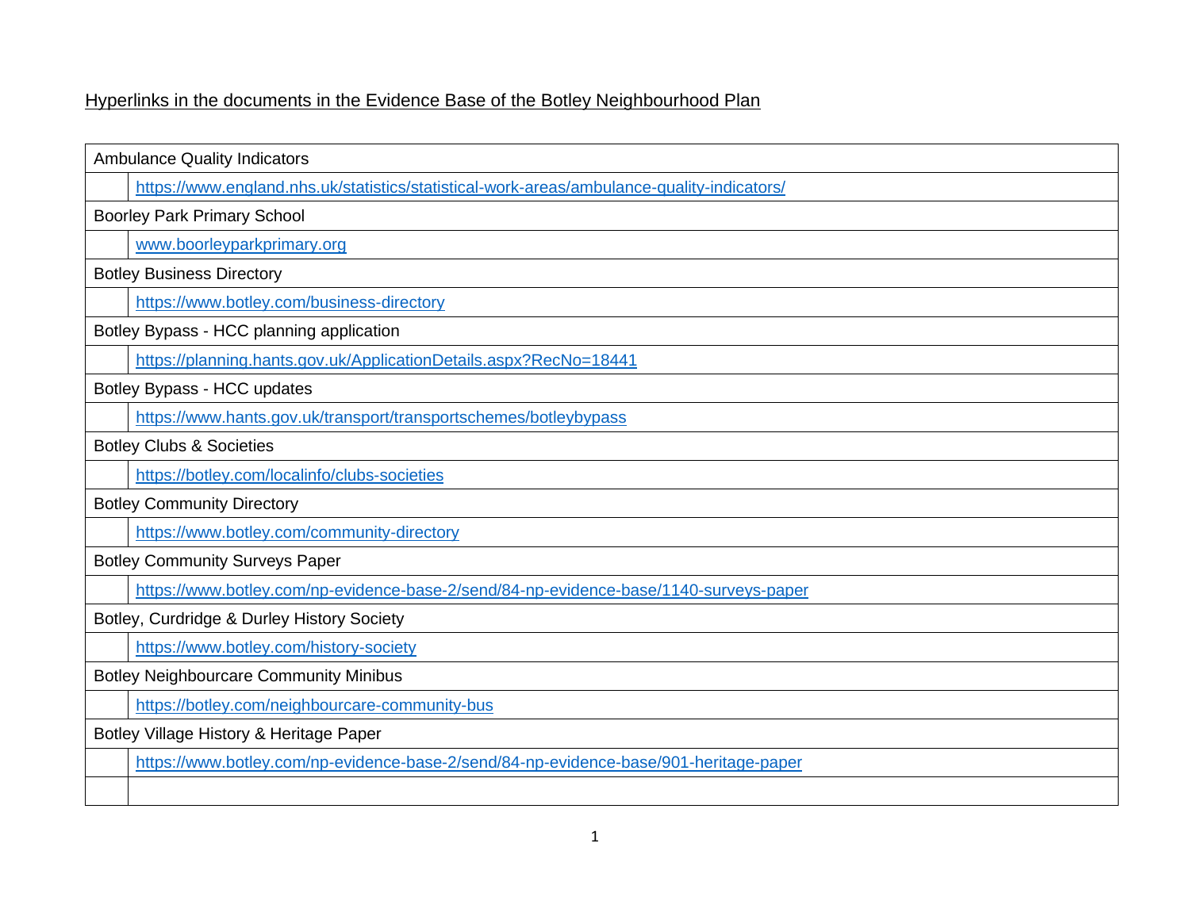Hyperlinks in the documents in the Evidence Base of the Botley Neighbourhood Plan

| Ambulance Quality Indicators | |
|---|---|
| | https://www.england.nhs.uk/statistics/statistical-work-areas/ambulance-quality-indicators/ |
| Boorley Park Primary School | |
| | www.boorleyparkprimary.org |
| Botley Business Directory | |
| | https://www.botley.com/business-directory |
| Botley Bypass - HCC planning application | |
| | https://planning.hants.gov.uk/ApplicationDetails.aspx?RecNo=18441 |
| Botley Bypass - HCC updates | |
| | https://www.hants.gov.uk/transport/transportschemes/botleybypass |
| Botley Clubs & Societies | |
| | https://botley.com/localinfo/clubs-societies |
| Botley Community Directory | |
| | https://www.botley.com/community-directory |
| Botley Community Surveys Paper | |
| | https://www.botley.com/np-evidence-base-2/send/84-np-evidence-base/1140-surveys-paper |
| Botley, Curdridge & Durley History Society | |
| | https://www.botley.com/history-society |
| Botley Neighbourcare Community Minibus | |
| | https://botley.com/neighbourcare-community-bus |
| Botley Village History & Heritage Paper | |
| | https://www.botley.com/np-evidence-base-2/send/84-np-evidence-base/901-heritage-paper |
| | |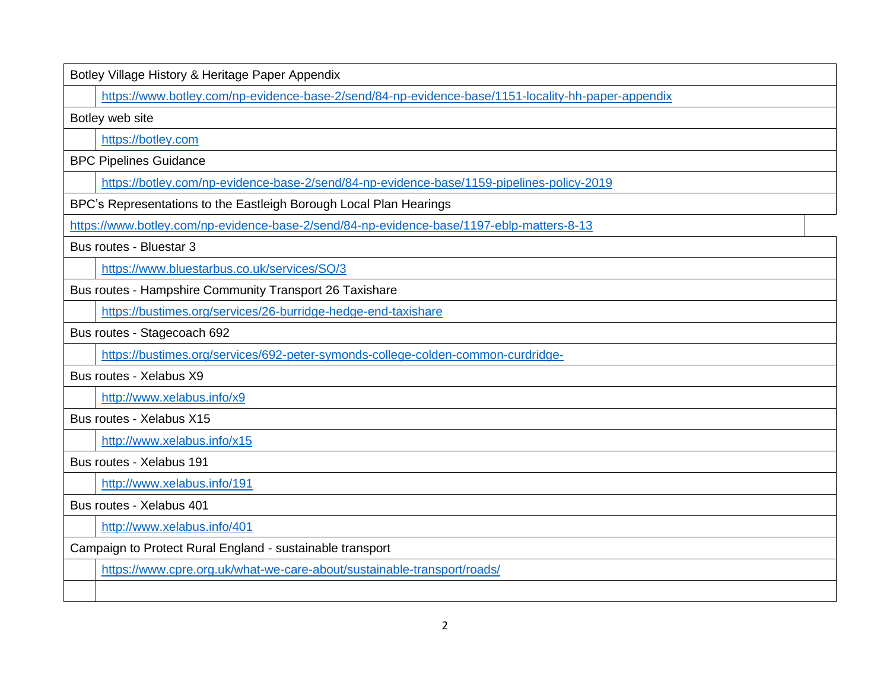| Botley Village History & Heritage Paper Appendix | |
|---|---|
| | https://www.botley.com/np-evidence-base-2/send/84-np-evidence-base/1151-locality-hh-paper-appendix |
| Botley web site | |
| | https://botley.com |
| BPC Pipelines Guidance | |
| | https://botley.com/np-evidence-base-2/send/84-np-evidence-base/1159-pipelines-policy-2019 |
| BPC's Representations to the Eastleigh Borough Local Plan Hearings | |
| https://www.botley.com/np-evidence-base-2/send/84-np-evidence-base/1197-eblp-matters-8-13 | |
| Bus routes - Bluestar 3 | |
| | https://www.bluestarbus.co.uk/services/SQ/3 |
| Bus routes - Hampshire Community Transport 26 Taxishare | |
| | https://bustimes.org/services/26-burridge-hedge-end-taxishare |
| Bus routes - Stagecoach 692 | |
| | https://bustimes.org/services/692-peter-symonds-college-colden-common-curdridge- |
| Bus routes - Xelabus X9 | |
| | http://www.xelabus.info/x9 |
| Bus routes - Xelabus X15 | |
| | http://www.xelabus.info/x15 |
| Bus routes - Xelabus 191 | |
| | http://www.xelabus.info/191 |
| Bus routes - Xelabus 401 | |
| | http://www.xelabus.info/401 |
| Campaign to Protect Rural England - sustainable transport | |
| | https://www.cpre.org.uk/what-we-care-about/sustainable-transport/roads/ |
| | |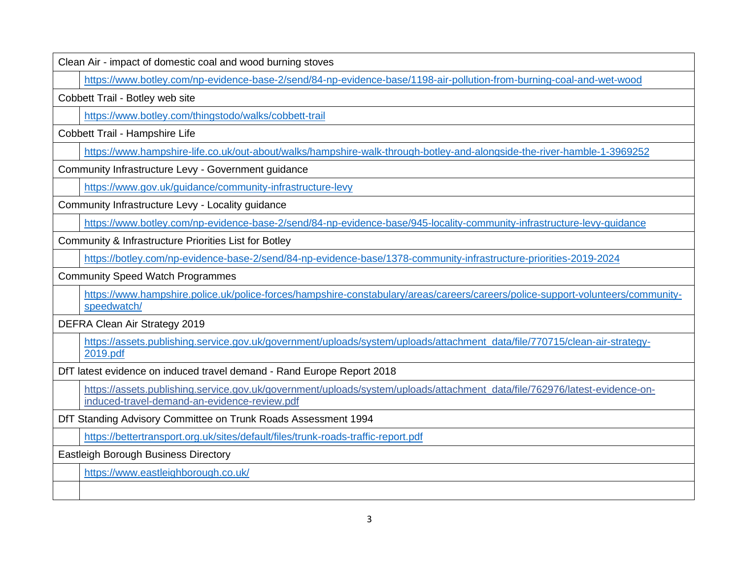| Clean Air - impact of domestic coal and wood burning stoves | |
|---|---|
| | https://www.botley.com/np-evidence-base-2/send/84-np-evidence-base/1198-air-pollution-from-burning-coal-and-wet-wood |
| Cobbett Trail - Botley web site | |
| | https://www.botley.com/thingstodo/walks/cobbett-trail |
| Cobbett Trail - Hampshire Life | |
| | https://www.hampshire-life.co.uk/out-about/walks/hampshire-walk-through-botley-and-alongside-the-river-hamble-1-3969252 |
| Community Infrastructure Levy - Government guidance | |
| | https://www.gov.uk/guidance/community-infrastructure-levy |
| Community Infrastructure Levy - Locality guidance | |
| | https://www.botley.com/np-evidence-base-2/send/84-np-evidence-base/945-locality-community-infrastructure-levy-guidance |
| Community & Infrastructure Priorities List for Botley | |
| | https://botley.com/np-evidence-base-2/send/84-np-evidence-base/1378-community-infrastructure-priorities-2019-2024 |
| Community Speed Watch Programmes | |
| | https://www.hampshire.police.uk/police-forces/hampshire-constabulary/areas/careers/careers/police-support-volunteers/community-speedwatch/ |
| DEFRA Clean Air Strategy 2019 | |
| | https://assets.publishing.service.gov.uk/government/uploads/system/uploads/attachment_data/file/770715/clean-air-strategy-2019.pdf |
| DfT latest evidence on induced travel demand - Rand Europe Report 2018 | |
| | https://assets.publishing.service.gov.uk/government/uploads/system/uploads/attachment_data/file/762976/latest-evidence-on-induced-travel-demand-an-evidence-review.pdf |
| DfT Standing Advisory Committee on Trunk Roads Assessment 1994 | |
| | https://bettertransport.org.uk/sites/default/files/trunk-roads-traffic-report.pdf |
| Eastleigh Borough Business Directory | |
| | https://www.eastleighborough.co.uk/ |
| | |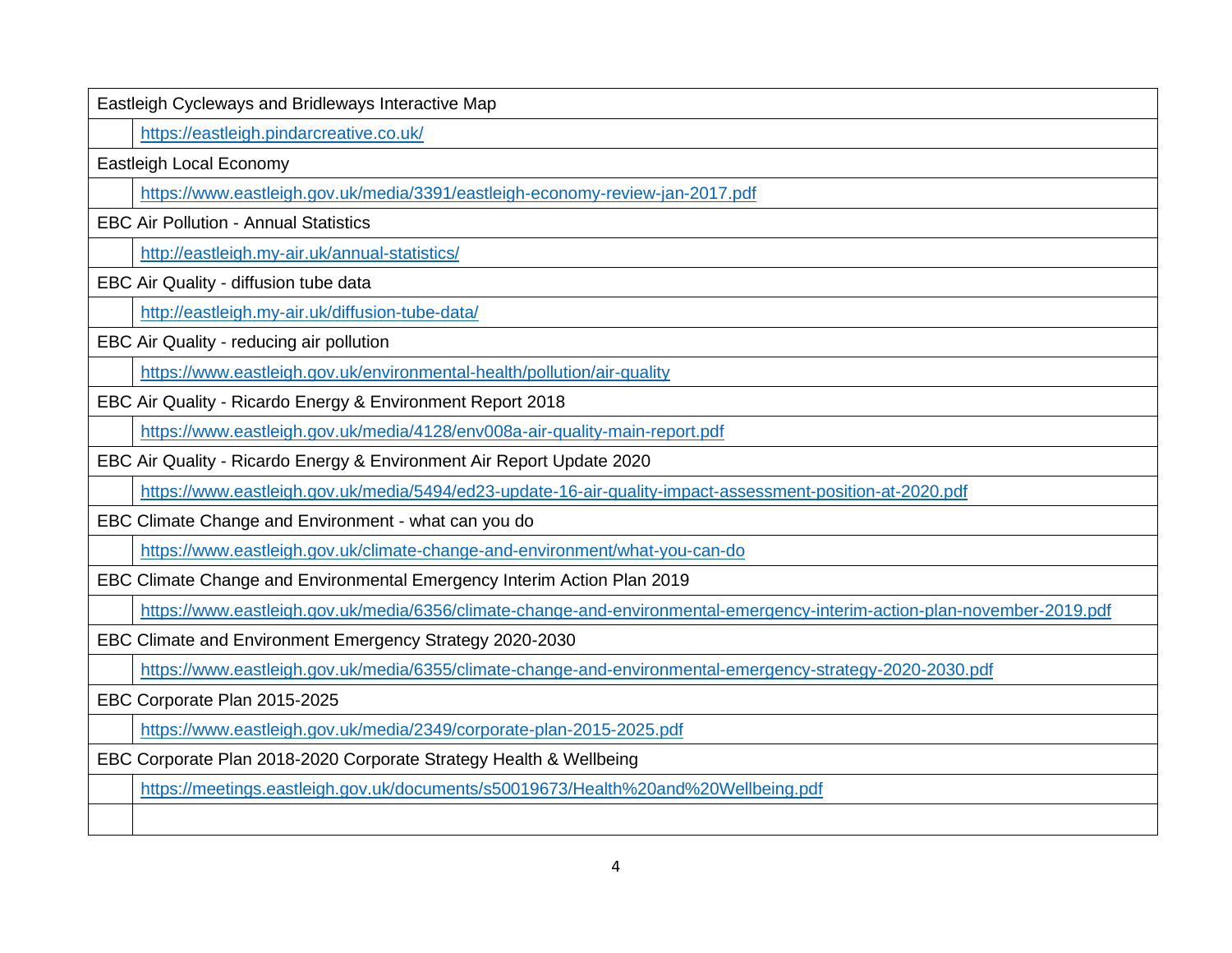| | |
|---|---|
| Eastleigh Cycleways and Bridleways Interactive Map | |
| | https://eastleigh.pindarcreative.co.uk/ |
| Eastleigh Local Economy | |
| | https://www.eastleigh.gov.uk/media/3391/eastleigh-economy-review-jan-2017.pdf |
| EBC Air Pollution - Annual Statistics | |
| | http://eastleigh.my-air.uk/annual-statistics/ |
| EBC Air Quality - diffusion tube data | |
| | http://eastleigh.my-air.uk/diffusion-tube-data/ |
| EBC Air Quality - reducing air pollution | |
| | https://www.eastleigh.gov.uk/environmental-health/pollution/air-quality |
| EBC Air Quality - Ricardo Energy & Environment Report 2018 | |
| | https://www.eastleigh.gov.uk/media/4128/env008a-air-quality-main-report.pdf |
| EBC Air Quality - Ricardo Energy & Environment Air Report Update 2020 | |
| | https://www.eastleigh.gov.uk/media/5494/ed23-update-16-air-quality-impact-assessment-position-at-2020.pdf |
| EBC Climate Change and Environment - what can you do | |
| | https://www.eastleigh.gov.uk/climate-change-and-environment/what-you-can-do |
| EBC Climate Change and Environmental Emergency Interim Action Plan 2019 | |
| | https://www.eastleigh.gov.uk/media/6356/climate-change-and-environmental-emergency-interim-action-plan-november-2019.pdf |
| EBC Climate and Environment Emergency Strategy 2020-2030 | |
| | https://www.eastleigh.gov.uk/media/6355/climate-change-and-environmental-emergency-strategy-2020-2030.pdf |
| EBC Corporate Plan 2015-2025 | |
| | https://www.eastleigh.gov.uk/media/2349/corporate-plan-2015-2025.pdf |
| EBC Corporate Plan 2018-2020 Corporate Strategy Health & Wellbeing | |
| | https://meetings.eastleigh.gov.uk/documents/s50019673/Health%20and%20Wellbeing.pdf |
| | |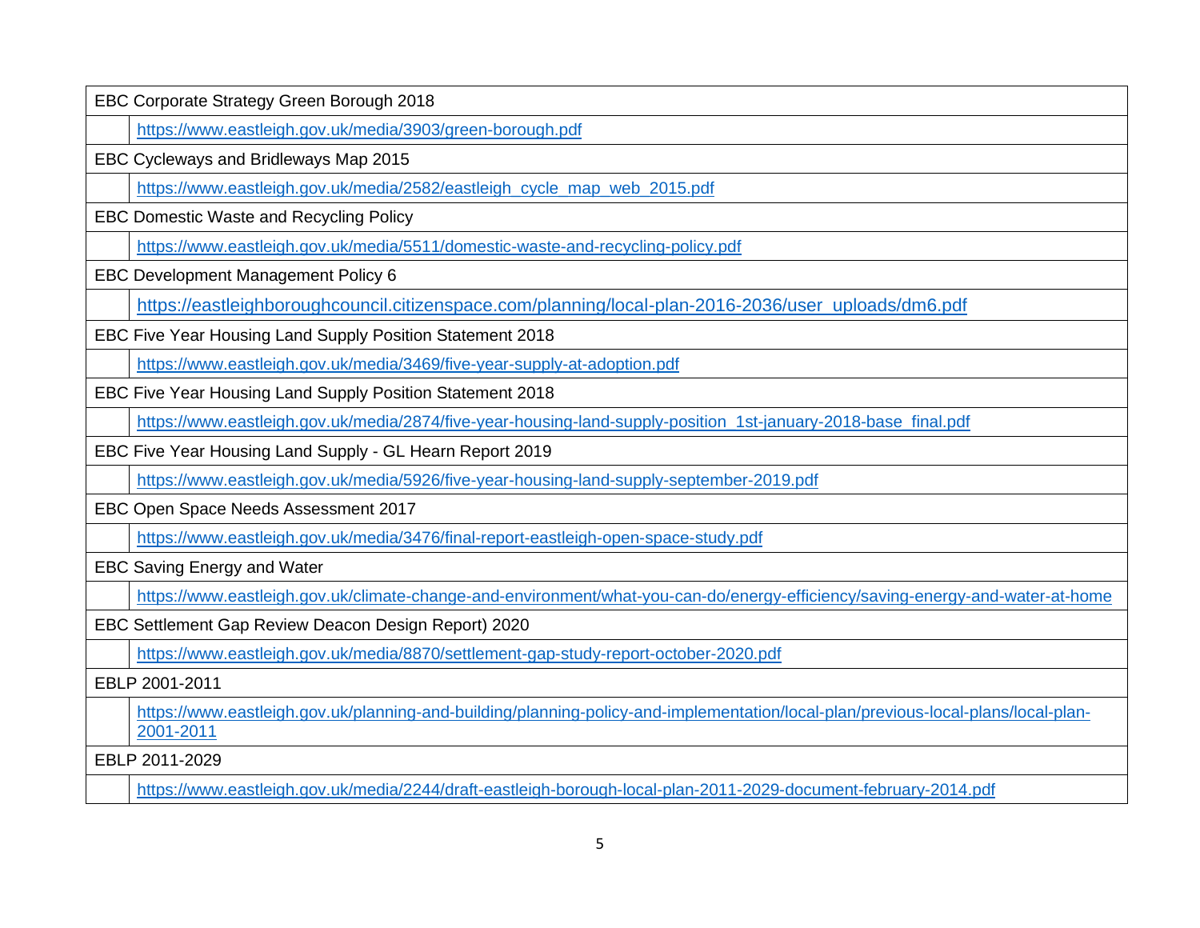| EBC Corporate Strategy Green Borough 2018 | |
|---|---|
| | https://www.eastleigh.gov.uk/media/3903/green-borough.pdf |
| EBC Cycleways and Bridleways Map 2015 | |
| | https://www.eastleigh.gov.uk/media/2582/eastleigh_cycle_map_web_2015.pdf |
| EBC Domestic Waste and Recycling Policy | |
| | https://www.eastleigh.gov.uk/media/5511/domestic-waste-and-recycling-policy.pdf |
| EBC Development Management Policy 6 | |
| | https://eastleighboroughcouncil.citizenspace.com/planning/local-plan-2016-2036/user_uploads/dm6.pdf |
| EBC Five Year Housing Land Supply Position Statement 2018 | |
| | https://www.eastleigh.gov.uk/media/3469/five-year-supply-at-adoption.pdf |
| EBC Five Year Housing Land Supply Position Statement 2018 | |
| | https://www.eastleigh.gov.uk/media/2874/five-year-housing-land-supply-position_1st-january-2018-base_final.pdf |
| EBC Five Year Housing Land Supply - GL Hearn Report 2019 | |
| | https://www.eastleigh.gov.uk/media/5926/five-year-housing-land-supply-september-2019.pdf |
| EBC Open Space Needs Assessment 2017 | |
| | https://www.eastleigh.gov.uk/media/3476/final-report-eastleigh-open-space-study.pdf |
| EBC Saving Energy and Water | |
| | https://www.eastleigh.gov.uk/climate-change-and-environment/what-you-can-do/energy-efficiency/saving-energy-and-water-at-home |
| EBC Settlement Gap Review Deacon Design Report) 2020 | |
| | https://www.eastleigh.gov.uk/media/8870/settlement-gap-study-report-october-2020.pdf |
| EBLP 2001-2011 | |
| | https://www.eastleigh.gov.uk/planning-and-building/planning-policy-and-implementation/local-plan/previous-local-plans/local-plan-2001-2011 |
| EBLP 2011-2029 | |
| | https://www.eastleigh.gov.uk/media/2244/draft-eastleigh-borough-local-plan-2011-2029-document-february-2014.pdf |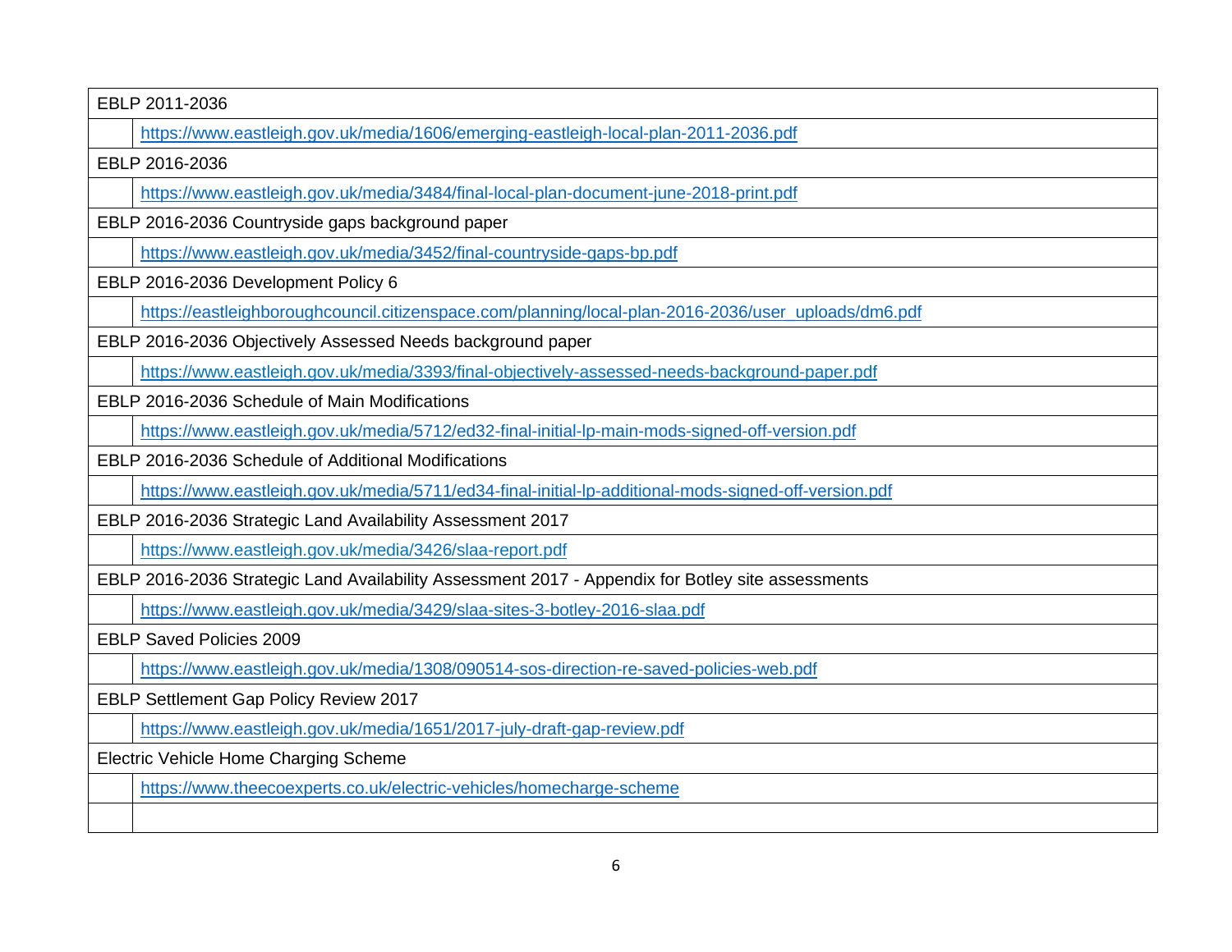| EBLP 2011-2036 | |
|---|---|
| | https://www.eastleigh.gov.uk/media/1606/emerging-eastleigh-local-plan-2011-2036.pdf |
| EBLP 2016-2036 | |
| | https://www.eastleigh.gov.uk/media/3484/final-local-plan-document-june-2018-print.pdf |
| EBLP 2016-2036 Countryside gaps background paper | |
| | https://www.eastleigh.gov.uk/media/3452/final-countryside-gaps-bp.pdf |
| EBLP 2016-2036 Development Policy 6 | |
| | https://eastleighboroughcouncil.citizenspace.com/planning/local-plan-2016-2036/user_uploads/dm6.pdf |
| EBLP 2016-2036 Objectively Assessed Needs background paper | |
| | https://www.eastleigh.gov.uk/media/3393/final-objectively-assessed-needs-background-paper.pdf |
| EBLP 2016-2036 Schedule of Main Modifications | |
| | https://www.eastleigh.gov.uk/media/5712/ed32-final-initial-lp-main-mods-signed-off-version.pdf |
| EBLP 2016-2036 Schedule of Additional Modifications | |
| | https://www.eastleigh.gov.uk/media/5711/ed34-final-initial-lp-additional-mods-signed-off-version.pdf |
| EBLP 2016-2036 Strategic Land Availability Assessment 2017 | |
| | https://www.eastleigh.gov.uk/media/3426/slaa-report.pdf |
| EBLP 2016-2036 Strategic Land Availability Assessment 2017 - Appendix for Botley site assessments | |
| | https://www.eastleigh.gov.uk/media/3429/slaa-sites-3-botley-2016-slaa.pdf |
| EBLP Saved Policies 2009 | |
| | https://www.eastleigh.gov.uk/media/1308/090514-sos-direction-re-saved-policies-web.pdf |
| EBLP Settlement Gap Policy Review 2017 | |
| | https://www.eastleigh.gov.uk/media/1651/2017-july-draft-gap-review.pdf |
| Electric Vehicle Home Charging Scheme | |
| | https://www.theecoexperts.co.uk/electric-vehicles/homecharge-scheme |
| | |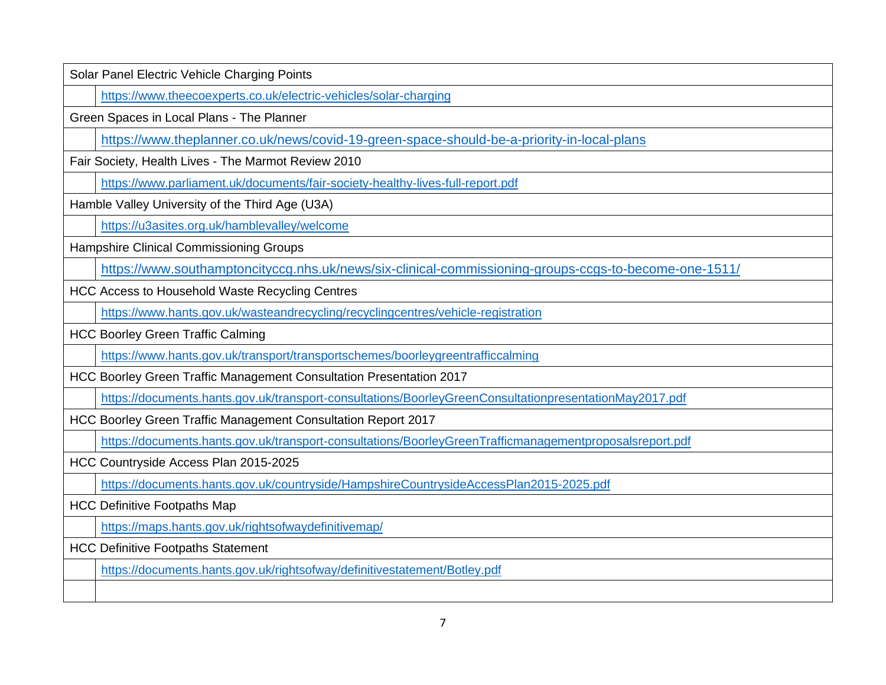| Solar Panel Electric Vehicle Charging Points | |
|---|---|
| | https://www.theecoexperts.co.uk/electric-vehicles/solar-charging |
| Green Spaces in Local Plans - The Planner | |
| | https://www.theplanner.co.uk/news/covid-19-green-space-should-be-a-priority-in-local-plans |
| Fair Society, Health Lives - The Marmot Review 2010 | |
| | https://www.parliament.uk/documents/fair-society-healthy-lives-full-report.pdf |
| Hamble Valley University of the Third Age (U3A) | |
| | https://u3asites.org.uk/hamblevalley/welcome |
| Hampshire Clinical Commissioning Groups | |
| | https://www.southamptoncityccg.nhs.uk/news/six-clinical-commissioning-groups-ccgs-to-become-one-1511/ |
| HCC Access to Household Waste Recycling Centres | |
| | https://www.hants.gov.uk/wasteandrecycling/recyclingcentres/vehicle-registration |
| HCC Boorley Green Traffic Calming | |
| | https://www.hants.gov.uk/transport/transportschemes/boorleygreentrafficcalming |
| HCC Boorley Green Traffic Management Consultation Presentation 2017 | |
| | https://documents.hants.gov.uk/transport-consultations/BoorleyGreenConsultationpresentationMay2017.pdf |
| HCC Boorley Green Traffic Management Consultation Report 2017 | |
| | https://documents.hants.gov.uk/transport-consultations/BoorleyGreenTrafficmanagementproposalsreport.pdf |
| HCC Countryside Access Plan 2015-2025 | |
| | https://documents.hants.gov.uk/countryside/HampshireCountrysideAccessPlan2015-2025.pdf |
| HCC Definitive Footpaths Map | |
| | https://maps.hants.gov.uk/rightsofwaydefinitivemap/ |
| HCC Definitive Footpaths Statement | |
| | https://documents.hants.gov.uk/rightsofway/definitivestatement/Botley.pdf |
| | |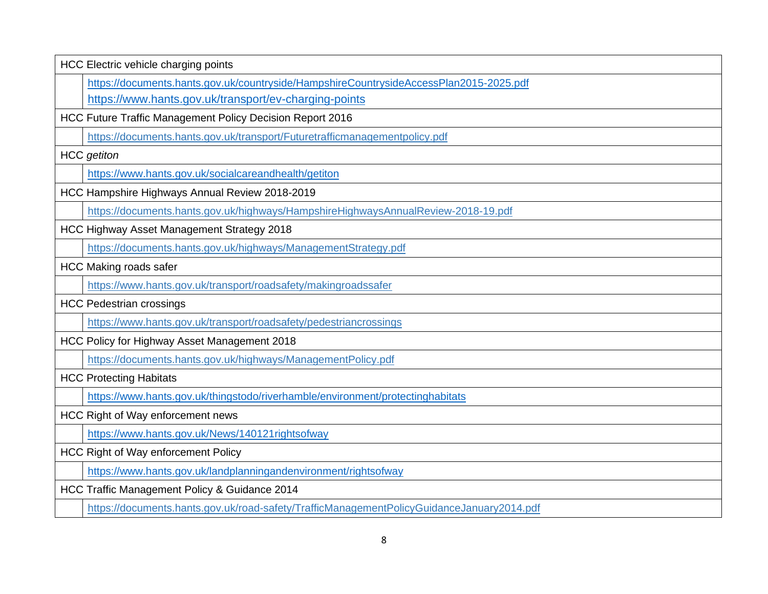| HCC Electric vehicle charging points | |
|---|---|
| | https://documents.hants.gov.uk/countryside/HampshireCountrysideAccessPlan2015-2025.pdf<br>https://www.hants.gov.uk/transport/ev-charging-points |
| HCC Future Traffic Management Policy Decision Report 2016 | |
| | https://documents.hants.gov.uk/transport/Futuretrafficmanagementpolicy.pdf |
| HCC *getiton* | |
| | https://www.hants.gov.uk/socialcareandhealth/getiton |
| HCC Hampshire Highways Annual Review 2018-2019 | |
| | https://documents.hants.gov.uk/highways/HampshireHighwaysAnnualReview-2018-19.pdf |
| HCC Highway Asset Management Strategy 2018 | |
| | https://documents.hants.gov.uk/highways/ManagementStrategy.pdf |
| HCC Making roads safer | |
| | https://www.hants.gov.uk/transport/roadsafety/makingroadssafer |
| HCC Pedestrian crossings | |
| | https://www.hants.gov.uk/transport/roadsafety/pedestriancrossings |
| HCC Policy for Highway Asset Management 2018 | |
| | https://documents.hants.gov.uk/highways/ManagementPolicy.pdf |
| HCC Protecting Habitats | |
| | https://www.hants.gov.uk/thingstodo/riverhamble/environment/protectinghabitats |
| HCC Right of Way enforcement news | |
| | https://www.hants.gov.uk/News/140121rightsofway |
| HCC Right of Way enforcement Policy | |
| | https://www.hants.gov.uk/landplanningandenvironment/rightsofway |
| HCC Traffic Management Policy & Guidance 2014 | |
| | https://documents.hants.gov.uk/road-safety/TrafficManagementPolicyGuidanceJanuary2014.pdf |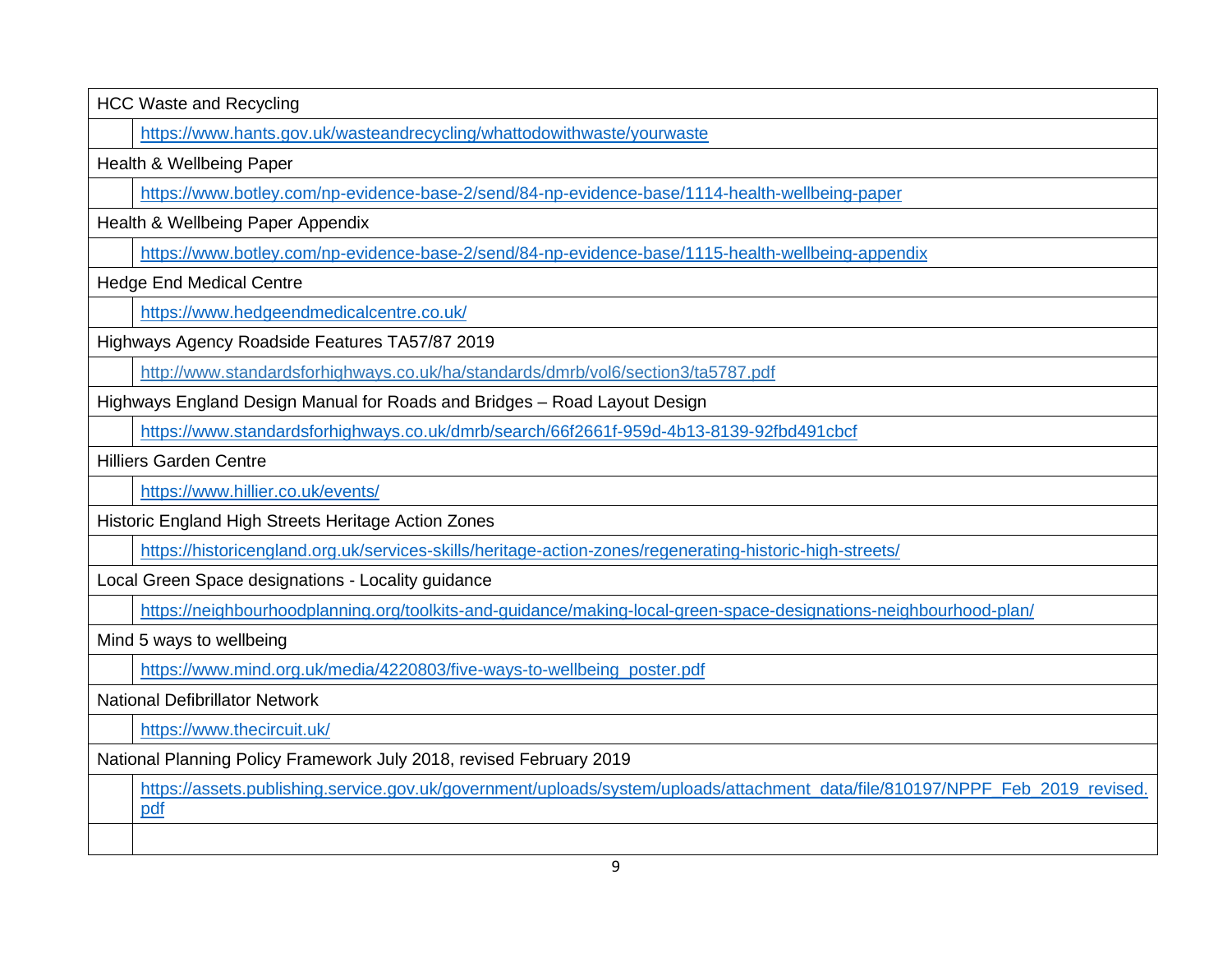| | |
|---|---|
| HCC Waste and Recycling | |
| | https://www.hants.gov.uk/wasteandrecycling/whattodowithwaste/yourwaste |
| Health & Wellbeing Paper | |
| | https://www.botley.com/np-evidence-base-2/send/84-np-evidence-base/1114-health-wellbeing-paper |
| Health & Wellbeing Paper Appendix | |
| | https://www.botley.com/np-evidence-base-2/send/84-np-evidence-base/1115-health-wellbeing-appendix |
| Hedge End Medical Centre | |
| | https://www.hedgeendmedicalcentre.co.uk/ |
| Highways Agency Roadside Features TA57/87 2019 | |
| | http://www.standardsforhighways.co.uk/ha/standards/dmrb/vol6/section3/ta5787.pdf |
| Highways England Design Manual for Roads and Bridges – Road Layout Design | |
| | https://www.standardsforhighways.co.uk/dmrb/search/66f2661f-959d-4b13-8139-92fbd491cbcf |
| Hilliers Garden Centre | |
| | https://www.hillier.co.uk/events/ |
| Historic England High Streets Heritage Action Zones | |
| | https://historicengland.org.uk/services-skills/heritage-action-zones/regenerating-historic-high-streets/ |
| Local Green Space designations - Locality guidance | |
| | https://neighbourhoodplanning.org/toolkits-and-guidance/making-local-green-space-designations-neighbourhood-plan/ |
| Mind 5 ways to wellbeing | |
| | https://www.mind.org.uk/media/4220803/five-ways-to-wellbeing_poster.pdf |
| National Defibrillator Network | |
| | https://www.thecircuit.uk/ |
| National Planning Policy Framework July 2018, revised February 2019 | |
| | https://assets.publishing.service.gov.uk/government/uploads/system/uploads/attachment_data/file/810197/NPPF_Feb_2019_revised.pdf |
| | |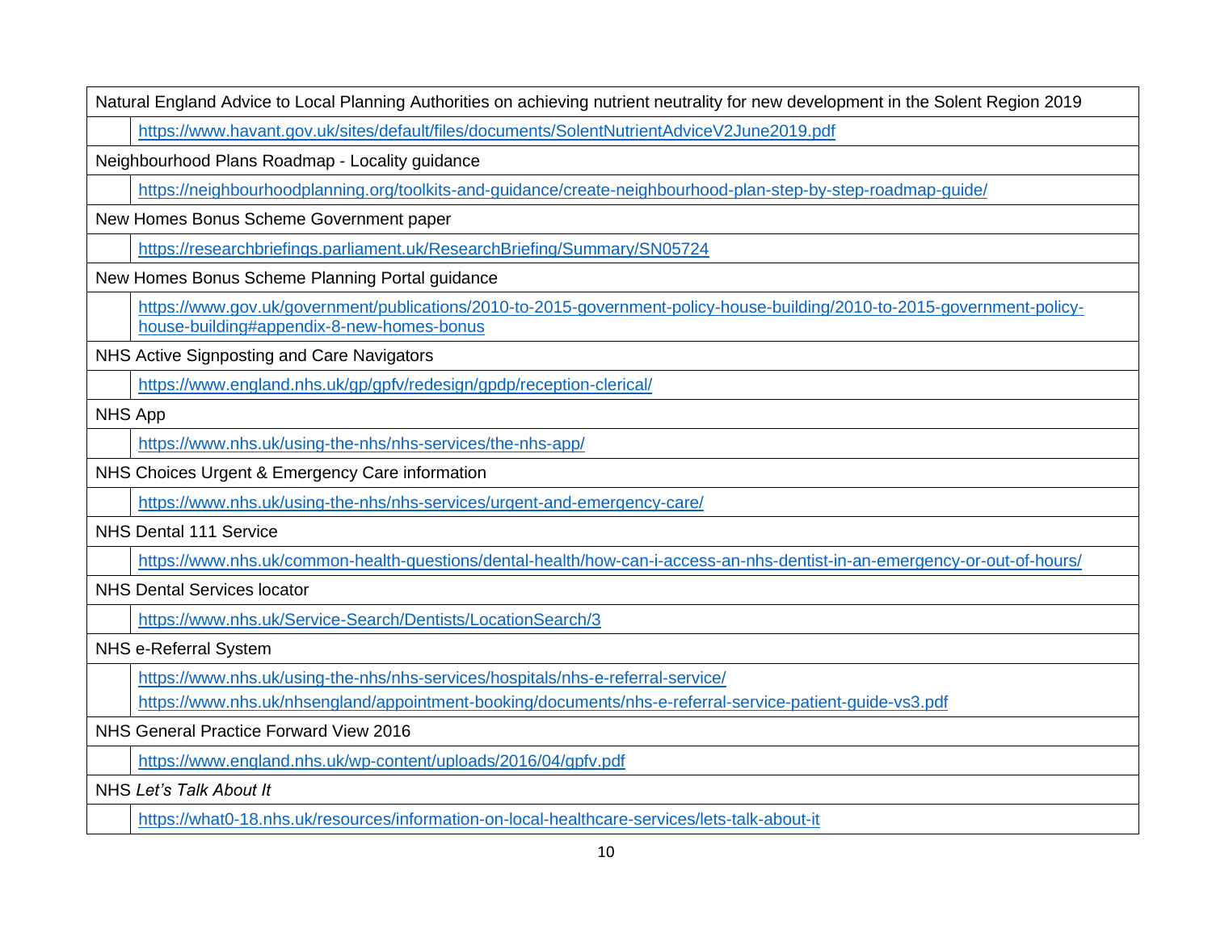| Natural England Advice to Local Planning Authorities on achieving nutrient neutrality for new development in the Solent Region 2019 | |
|---|---|
| | https://www.havant.gov.uk/sites/default/files/documents/SolentNutrientAdviceV2June2019.pdf |
| Neighbourhood Plans Roadmap - Locality guidance | |
| | https://neighbourhoodplanning.org/toolkits-and-guidance/create-neighbourhood-plan-step-by-step-roadmap-guide/ |
| New Homes Bonus Scheme Government paper | |
| | https://researchbriefings.parliament.uk/ResearchBriefing/Summary/SN05724 |
| New Homes Bonus Scheme Planning Portal guidance | |
| | https://www.gov.uk/government/publications/2010-to-2015-government-policy-house-building/2010-to-2015-government-policy-house-building#appendix-8-new-homes-bonus |
| NHS Active Signposting and Care Navigators | |
| | https://www.england.nhs.uk/gp/gpfv/redesign/gpdp/reception-clerical/ |
| NHS App | |
| | https://www.nhs.uk/using-the-nhs/nhs-services/the-nhs-app/ |
| NHS Choices Urgent & Emergency Care information | |
| | https://www.nhs.uk/using-the-nhs/nhs-services/urgent-and-emergency-care/ |
| NHS Dental 111 Service | |
| | https://www.nhs.uk/common-health-questions/dental-health/how-can-i-access-an-nhs-dentist-in-an-emergency-or-out-of-hours/ |
| NHS Dental Services locator | |
| | https://www.nhs.uk/Service-Search/Dentists/LocationSearch/3 |
| NHS e-Referral System | |
| | https://www.nhs.uk/using-the-nhs/nhs-services/hospitals/nhs-e-referral-service/ <br> https://www.nhs.uk/nhsengland/appointment-booking/documents/nhs-e-referral-service-patient-guide-vs3.pdf |
| NHS General Practice Forward View 2016 | |
| | https://www.england.nhs.uk/wp-content/uploads/2016/04/gpfv.pdf |
| NHS *Let's Talk About It* | |
| | https://what0-18.nhs.uk/resources/information-on-local-healthcare-services/lets-talk-about-it |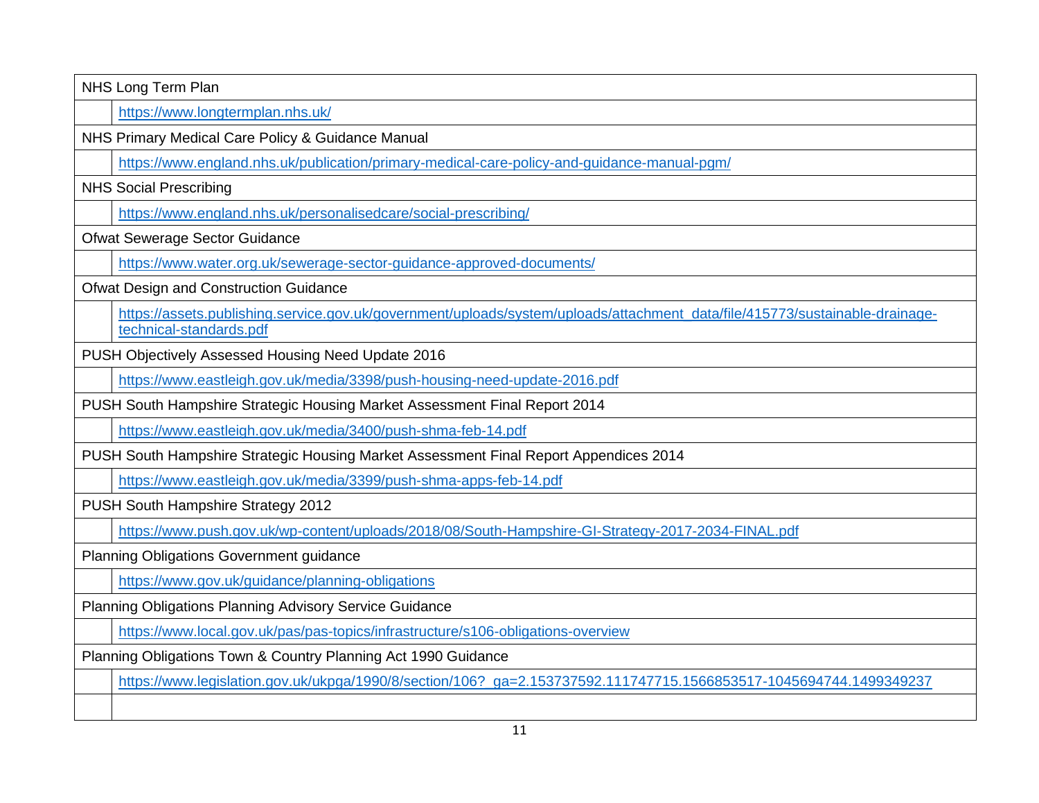| NHS Long Term Plan | |
|---|---|
| | https://www.longtermplan.nhs.uk/ |
| NHS Primary Medical Care Policy & Guidance Manual | |
| | https://www.england.nhs.uk/publication/primary-medical-care-policy-and-guidance-manual-pgm/ |
| NHS Social Prescribing | |
| | https://www.england.nhs.uk/personalisedcare/social-prescribing/ |
| Ofwat Sewerage Sector Guidance | |
| | https://www.water.org.uk/sewerage-sector-guidance-approved-documents/ |
| Ofwat Design and Construction Guidance | |
| | https://assets.publishing.service.gov.uk/government/uploads/system/uploads/attachment_data/file/415773/sustainable-drainage-technical-standards.pdf |
| PUSH Objectively Assessed Housing Need Update 2016 | |
| | https://www.eastleigh.gov.uk/media/3398/push-housing-need-update-2016.pdf |
| PUSH South Hampshire Strategic Housing Market Assessment Final Report 2014 | |
| | https://www.eastleigh.gov.uk/media/3400/push-shma-feb-14.pdf |
| PUSH South Hampshire Strategic Housing Market Assessment Final Report Appendices 2014 | |
| | https://www.eastleigh.gov.uk/media/3399/push-shma-apps-feb-14.pdf |
| PUSH South Hampshire Strategy 2012 | |
| | https://www.push.gov.uk/wp-content/uploads/2018/08/South-Hampshire-GI-Strategy-2017-2034-FINAL.pdf |
| Planning Obligations Government guidance | |
| | https://www.gov.uk/guidance/planning-obligations |
| Planning Obligations Planning Advisory Service Guidance | |
| | https://www.local.gov.uk/pas/pas-topics/infrastructure/s106-obligations-overview |
| Planning Obligations Town & Country Planning Act 1990 Guidance | |
| | https://www.legislation.gov.uk/ukpga/1990/8/section/106?_ga=2.153737592.111747715.1566853517-1045694744.1499349237 |
| | |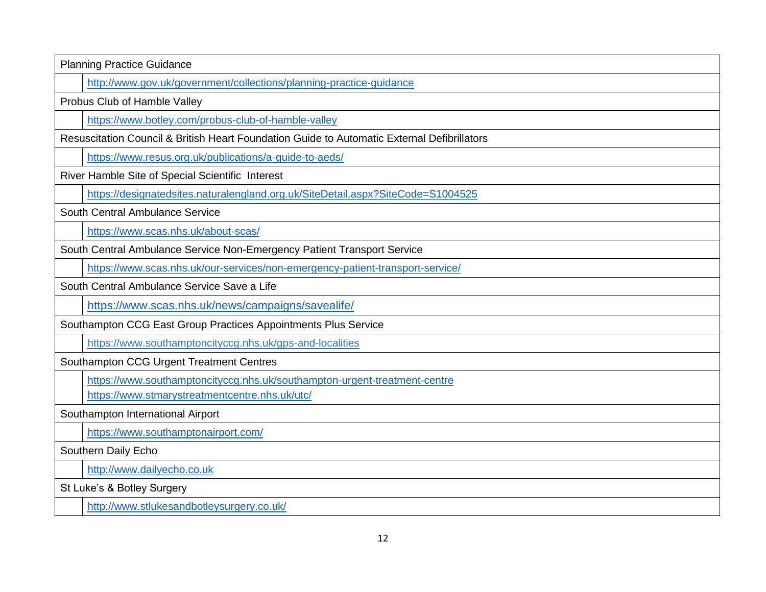| Planning Practice Guidance | |
|---|---|
| | http://www.gov.uk/government/collections/planning-practice-guidance |
| Probus Club of Hamble Valley | |
| | https://www.botley.com/probus-club-of-hamble-valley |
| Resuscitation Council & British Heart Foundation Guide to Automatic External Defibrillators | |
| | https://www.resus.org.uk/publications/a-guide-to-aeds/ |
| River Hamble Site of Special Scientific Interest | |
| | https://designatedsites.naturalengland.org.uk/SiteDetail.aspx?SiteCode=S1004525 |
| South Central Ambulance Service | |
| | https://www.scas.nhs.uk/about-scas/ |
| South Central Ambulance Service Non-Emergency Patient Transport Service | |
| | https://www.scas.nhs.uk/our-services/non-emergency-patient-transport-service/ |
| South Central Ambulance Service Save a Life | |
| | https://www.scas.nhs.uk/news/campaigns/savealife/ |
| Southampton CCG East Group Practices Appointments Plus Service | |
| | https://www.southamptoncityccg.nhs.uk/gps-and-localities |
| Southampton CCG Urgent Treatment Centres | |
| | https://www.southamptoncityccg.nhs.uk/southampton-urgent-treatment-centre<br>https://www.stmarystreatmentcentre.nhs.uk/utc/ |
| Southampton International Airport | |
| | https://www.southamptonairport.com/ |
| Southern Daily Echo | |
| | http://www.dailyecho.co.uk |
| St Luke's & Botley Surgery | |
| | http://www.stlukesandbotleysurgery.co.uk/ |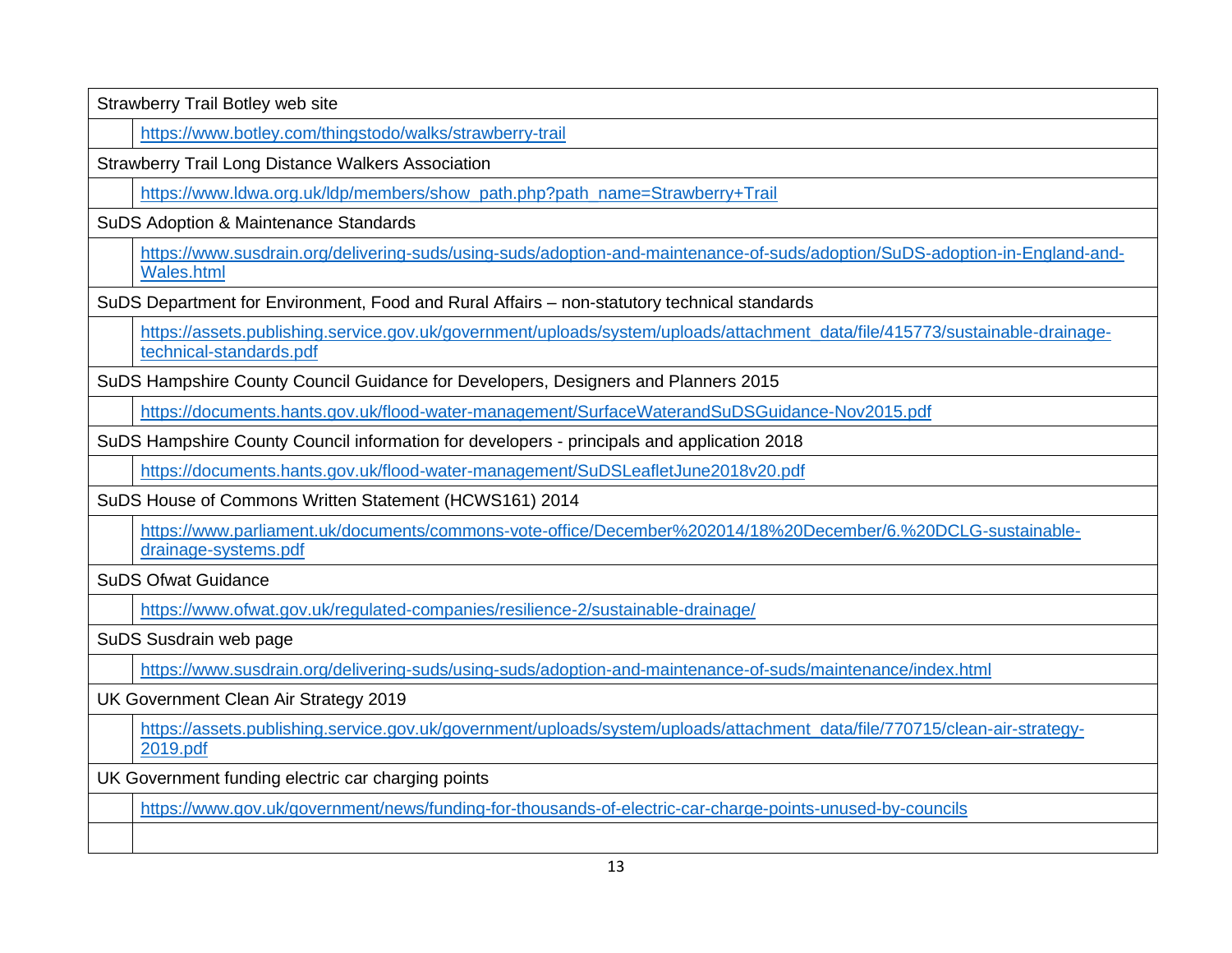| Strawberry Trail Botley web site | |
|---|---|
| | https://www.botley.com/thingstodo/walks/strawberry-trail |
| Strawberry Trail Long Distance Walkers Association | |
| | https://www.ldwa.org.uk/ldp/members/show_path.php?path_name=Strawberry+Trail |
| SuDS Adoption & Maintenance Standards | |
| | https://www.susdrain.org/delivering-suds/using-suds/adoption-and-maintenance-of-suds/adoption/SuDS-adoption-in-England-and-Wales.html |
| SuDS Department for Environment, Food and Rural Affairs – non-statutory technical standards | |
| | https://assets.publishing.service.gov.uk/government/uploads/system/uploads/attachment_data/file/415773/sustainable-drainage-technical-standards.pdf |
| SuDS Hampshire County Council Guidance for Developers, Designers and Planners 2015 | |
| | https://documents.hants.gov.uk/flood-water-management/SurfaceWaterandSuDSGuidance-Nov2015.pdf |
| SuDS Hampshire County Council information for developers - principals and application 2018 | |
| | https://documents.hants.gov.uk/flood-water-management/SuDSLeafletJune2018v20.pdf |
| SuDS House of Commons Written Statement (HCWS161) 2014 | |
| | https://www.parliament.uk/documents/commons-vote-office/December%202014/18%20December/6.%20DCLG-sustainable-drainage-systems.pdf |
| SuDS Ofwat Guidance | |
| | https://www.ofwat.gov.uk/regulated-companies/resilience-2/sustainable-drainage/ |
| SuDS Susdrain web page | |
| | https://www.susdrain.org/delivering-suds/using-suds/adoption-and-maintenance-of-suds/maintenance/index.html |
| UK Government Clean Air Strategy 2019 | |
| | https://assets.publishing.service.gov.uk/government/uploads/system/uploads/attachment_data/file/770715/clean-air-strategy-2019.pdf |
| UK Government funding electric car charging points | |
| | https://www.gov.uk/government/news/funding-for-thousands-of-electric-car-charge-points-unused-by-councils |
| | |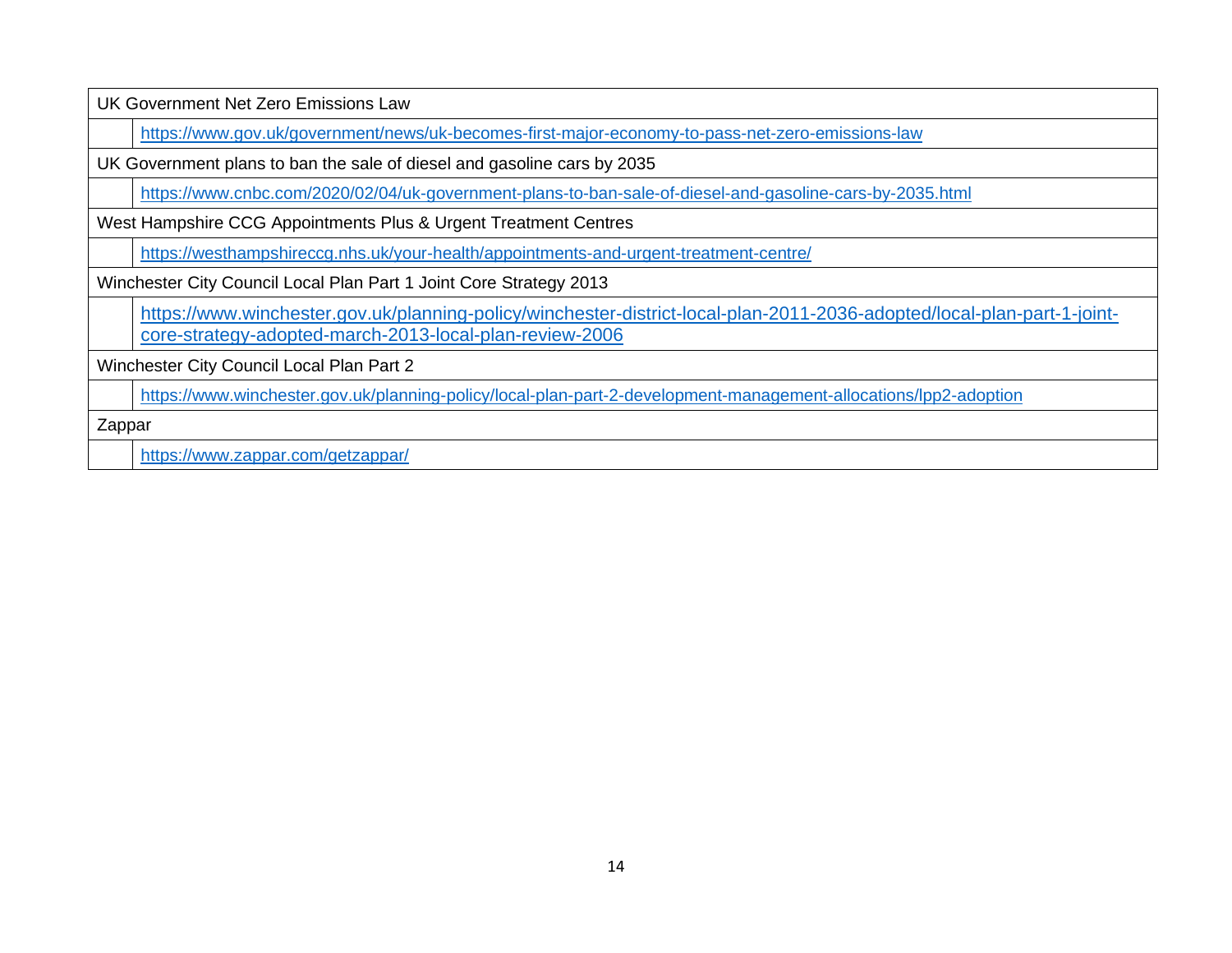| | |
|---|---|
| UK Government Net Zero Emissions Law | |
| | https://www.gov.uk/government/news/uk-becomes-first-major-economy-to-pass-net-zero-emissions-law |
| UK Government plans to ban the sale of diesel and gasoline cars by 2035 | |
| | https://www.cnbc.com/2020/02/04/uk-government-plans-to-ban-sale-of-diesel-and-gasoline-cars-by-2035.html |
| West Hampshire CCG Appointments Plus & Urgent Treatment Centres | |
| | https://westhampshireccg.nhs.uk/your-health/appointments-and-urgent-treatment-centre/ |
| Winchester City Council Local Plan Part 1 Joint Core Strategy 2013 | |
| | https://www.winchester.gov.uk/planning-policy/winchester-district-local-plan-2011-2036-adopted/local-plan-part-1-joint-core-strategy-adopted-march-2013-local-plan-review-2006 |
| Winchester City Council Local Plan Part 2 | |
| | https://www.winchester.gov.uk/planning-policy/local-plan-part-2-development-management-allocations/lpp2-adoption |
| Zappar | |
| | https://www.zappar.com/getzappar/ |